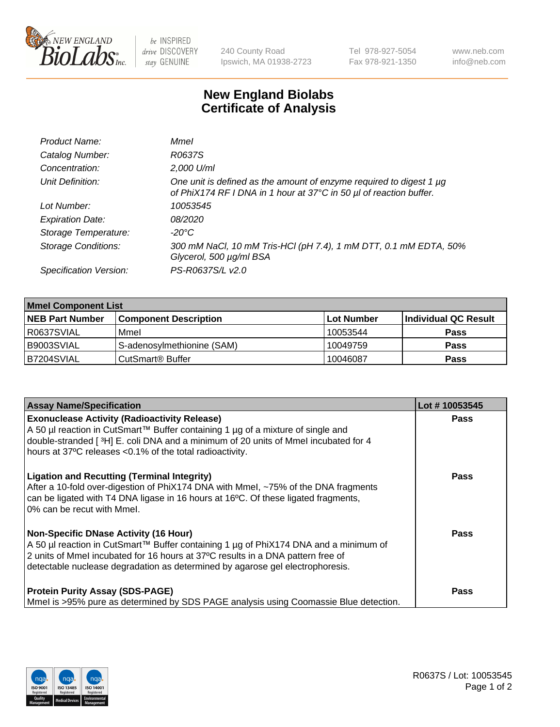# New England Biolabs Certificate of Analysis

| | |
|---|---|
| *Product Name:* | *MmeI* |
| *Catalog Number:* | *R0637S* |
| *Concentration:* | *2,000 U/ml* |
| *Unit Definition:* | *One unit is defined as the amount of enzyme required to digest 1 µg of PhiX174 RF I DNA in 1 hour at 37°C in 50 µl of reaction buffer.* |
| *Lot Number:* | *10053545* |
| *Expiration Date:* | *08/2020* |
| *Storage Temperature:* | *-20°C* |
| *Storage Conditions:* | *300 mM NaCl, 10 mM Tris-HCl (pH 7.4), 1 mM DTT, 0.1 mM EDTA, 50% Glycerol, 500 µg/ml BSA* |
| *Specification Version:* | *PS-R0637S/L v2.0* |

| MmeI Component List | | | |
|---|---|---|---|
| **NEB Part Number** | **Component Description** | **Lot Number** | **Individual QC Result** |
| R0637SVIAL | MmeI | 10053544 | **Pass** |
| B9003SVIAL | S-adenosylmethionine (SAM) | 10049759 | **Pass** |
| B7204SVIAL | CutSmart® Buffer | 10046087 | **Pass** |

| Assay Name/Specification | Lot # 10053545 |
|---|---|
| **Exonuclease Activity (Radioactivity Release)**<br>A 50 µl reaction in CutSmart™ Buffer containing 1 µg of a mixture of single and double-stranded [ $^3$H] E. coli DNA and a minimum of 20 units of MmeI incubated for 4 hours at 37ºC releases <0.1% of the total radioactivity. | **Pass** |
| **Ligation and Recutting (Terminal Integrity)**<br>After a 10-fold over-digestion of PhiX174 DNA with MmeI, ~75% of the DNA fragments can be ligated with T4 DNA ligase in 16 hours at 16ºC. Of these ligated fragments, 0% can be recut with MmeI. | **Pass** |
| **Non-Specific DNase Activity (16 Hour)**<br>A 50 µl reaction in CutSmart™ Buffer containing 1 µg of PhiX174 DNA and a minimum of 2 units of MmeI incubated for 16 hours at 37ºC results in a DNA pattern free of detectable nuclease degradation as determined by agarose gel electrophoresis. | **Pass** |
| **Protein Purity Assay (SDS-PAGE)**<br>MmeI is >95% pure as determined by SDS PAGE analysis using Coomassie Blue detection. | **Pass** |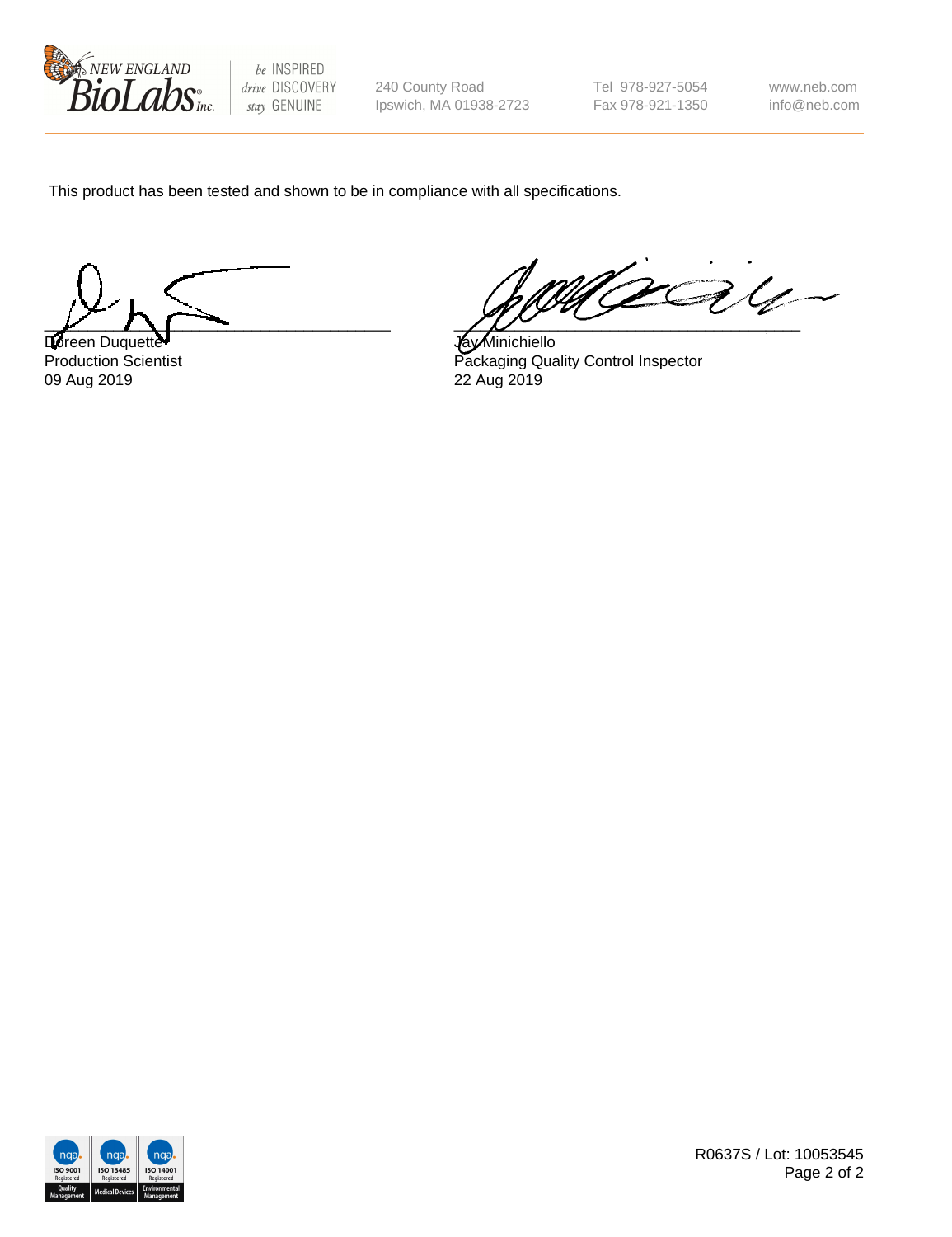This product has been tested and shown to be in compliance with all specifications.

Doreen Duquette
Production Scientist
09 Aug 2019

Jay Minichiello
Packaging Quality Control Inspector
22 Aug 2019

R0637S / Lot: 10053545